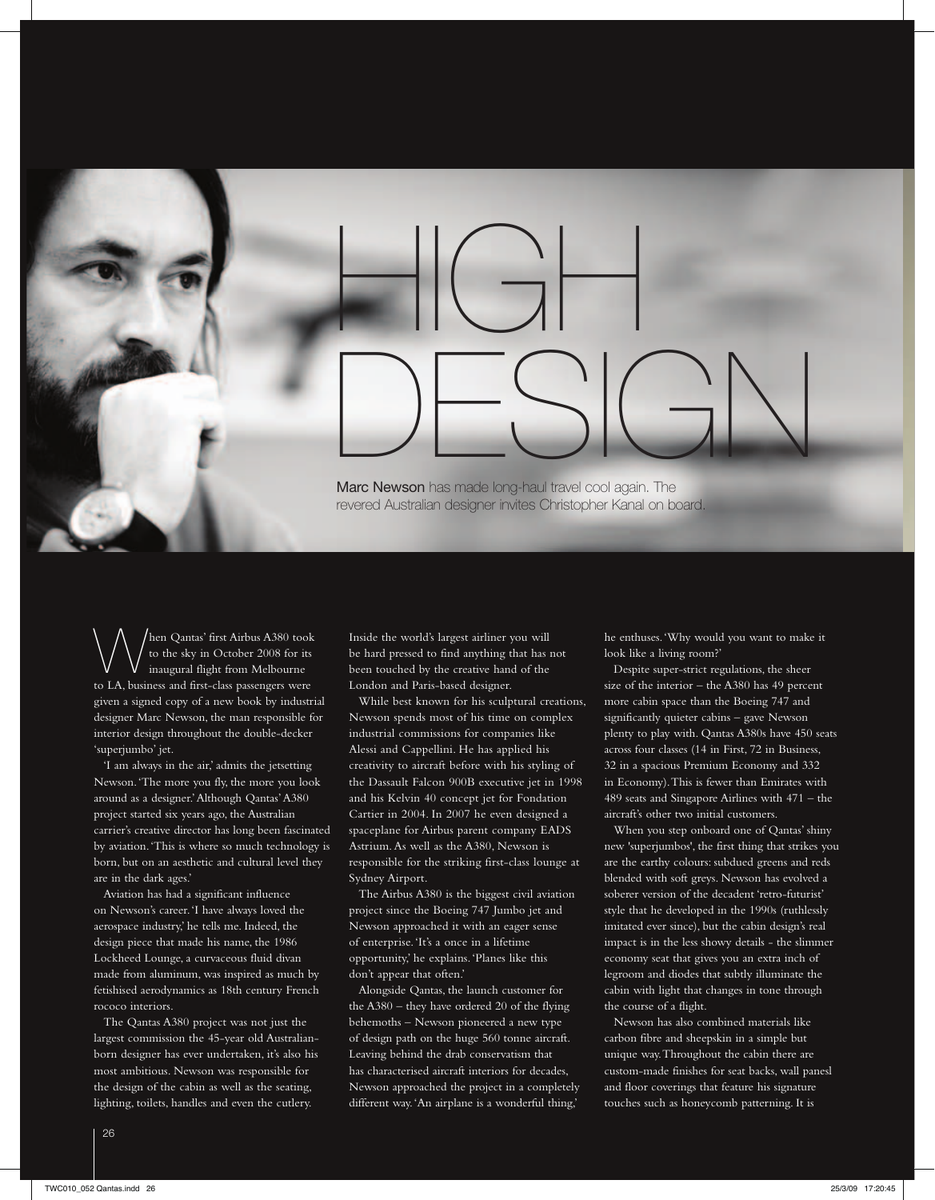# HIGH DESIGN

Marc Newson has made long-haul travel cool again. The revered Australian designer invites Christopher Kanal on board.

When Qantas' first Airbus A380 took to the sky in October 2008 for its inaugural flight from Melbourne to LA, business and first-class passengers were given a signed copy of a new book by industrial designer Marc Newson, the man responsible for interior design throughout the double-decker 'superjumbo' jet.

'I am always in the air,' admits the jetsetting Newson. 'The more you fly, the more you look around as a designer.' Although Qantas' A380 project started six years ago, the Australian carrier's creative director has long been fascinated by aviation. 'This is where so much technology is born, but on an aesthetic and cultural level they are in the dark ages.'

Aviation has had a significant influence on Newson's career. 'I have always loved the aerospace industry,' he tells me. Indeed, the design piece that made his name, the 1986 Lockheed Lounge, a curvaceous fluid divan made from aluminum, was inspired as much by fetishised aerodynamics as 18th century French rococo interiors.

The Qantas A380 project was not just the largest commission the 45-year old Australian-born designer has ever undertaken, it's also his most ambitious. Newson was responsible for the design of the cabin as well as the seating, lighting, toilets, handles and even the cutlery. Inside the world's largest airliner you will be hard pressed to find anything that has not been touched by the creative hand of the London and Paris-based designer.

While best known for his sculptural creations, Newson spends most of his time on complex industrial commissions for companies like Alessi and Cappellini. He has applied his creativity to aircraft before with his styling of the Dassault Falcon 900B executive jet in 1998 and his Kelvin 40 concept jet for Fondation Cartier in 2004. In 2007 he even designed a spaceplane for Airbus parent company EADS Astrium. As well as the A380, Newson is responsible for the striking first-class lounge at Sydney Airport.

The Airbus A380 is the biggest civil aviation project since the Boeing 747 Jumbo jet and Newson approached it with an eager sense of enterprise. 'It's a once in a lifetime opportunity,' he explains. 'Planes like this don't appear that often.'

Alongside Qantas, the launch customer for the A380 – they have ordered 20 of the flying behemoths – Newson pioneered a new type of design path on the huge 560 tonne aircraft. Leaving behind the drab conservatism that has characterised aircraft interiors for decades, Newson approached the project in a completely different way. 'An airplane is a wonderful thing,' he enthuses. 'Why would you want to make it look like a living room?'

Despite super-strict regulations, the sheer size of the interior – the A380 has 49 percent more cabin space than the Boeing 747 and significantly quieter cabins – gave Newson plenty to play with. Qantas A380s have 450 seats across four classes (14 in First, 72 in Business, 32 in a spacious Premium Economy and 332 in Economy). This is fewer than Emirates with 489 seats and Singapore Airlines with 471 – the aircraft's other two initial customers.

When you step onboard one of Qantas' shiny new 'superjumbos', the first thing that strikes you are the earthy colours: subdued greens and reds blended with soft greys. Newson has evolved a soberer version of the decadent 'retro-futurist' style that he developed in the 1990s (ruthlessly imitated ever since), but the cabin design's real impact is in the less showy details - the slimmer economy seat that gives you an extra inch of legroom and diodes that subtly illuminate the cabin with light that changes in tone through the course of a flight.

Newson has also combined materials like carbon fibre and sheepskin in a simple but unique way. Throughout the cabin there are custom-made finishes for seat backs, wall panesl and floor coverings that feature his signature touches such as honeycomb patterning. It is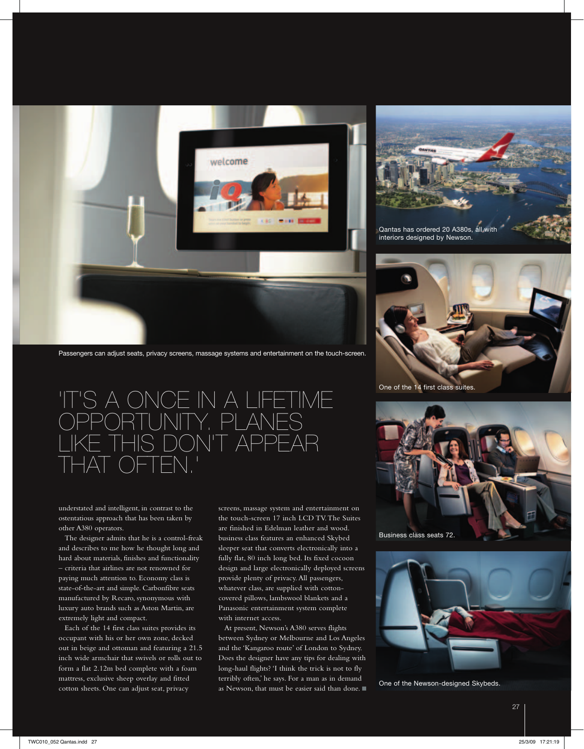Passengers can adjust seats, privacy screens, massage systems and entertainment on the touch-screen.

Qantas has ordered 20 A380s, all with interiors designed by Newson.

One of the 14 first class suites.

Business class seats 72.

One of the Newson-designed Skybeds.

## 'IT'S A ONCE IN A LIFETIME OPPORTUNITY. PLANES LIKE THIS DON'T APPEAR THAT OFTEN.'

understated and intelligent, in contrast to the ostentatious approach that has been taken by other A380 operators.

The designer admits that he is a control-freak and describes to me how he thought long and hard about materials, finishes and functionality – criteria that airlines are not renowned for paying much attention to. Economy class is state-of-the-art and simple. Carbonfibre seats manufactured by Recaro, synonymous with luxury auto brands such as Aston Martin, are extremely light and compact.

Each of the 14 first class suites provides its occupant with his or her own zone, decked out in beige and ottoman and featuring a 21.5 inch wide armchair that swivels or rolls out to form a flat 2.12m bed complete with a foam mattress, exclusive sheep overlay and fitted cotton sheets. One can adjust seat, privacy screens, massage system and entertainment on the touch-screen 17 inch LCD TV. The Suites are finished in Edelman leather and wood. business class features an enhanced Skybed sleeper seat that converts electronically into a fully flat, 80 inch long bed. Its fixed cocoon design and large electronically deployed screens provide plenty of privacy. All passengers, whatever class, are supplied with cotton-covered pillows, lambswool blankets and a Panasonic entertainment system complete with internet access.

At present, Newson's A380 serves flights between Sydney or Melbourne and Los Angeles and the 'Kangaroo route' of London to Sydney. Does the designer have any tips for dealing with long-haul flights? 'I think the trick is not to fly terribly often,' he says. For a man as in demand as Newson, that must be easier said than done. ■